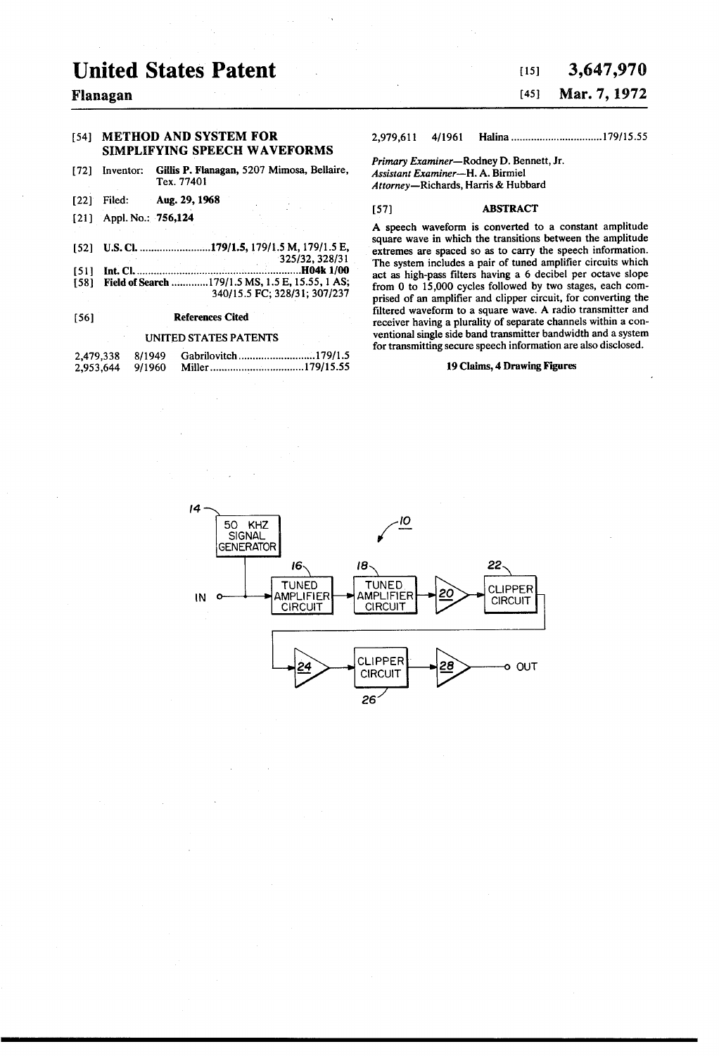# United States Patent

**Flanagan**

[15] **3,647,970**

[45] **Mar. 7, 1972**

[54] **METHOD AND SYSTEM FOR SIMPLIFYING SPEECH WAVEFORMS**

[72] Inventor: **Gillis P. Flanagan**, 5207 Mimosa, Bellaire, Tex. 77401

[22] Filed: **Aug. 29, 1968**

[21] Appl. No.: **756,124**

[52] **U.S. Cl.** .......................**179/1.5**, 179/1.5 M, 179/1.5 E, 325/32, 328/31

[51] **Int. Cl.** .......................**H04k 1/00**

[58] **Field of Search** ...........179/1.5 MS, 1.5 E, 15.55, 1 AS; 340/15.5 FC; 328/31; 307/237

[56] **References Cited**

UNITED STATES PATENTS

| | | | |
|---|---|---|---|
| 2,479,338 | 8/1949 | Gabrilovitch | 179/1.5 |
| 2,953,644 | 9/1960 | Miller | 179/15.55 |
| 2,979,611 | 4/1961 | Halina | 179/15.55 |

*Primary Examiner*—Rodney D. Bennett, Jr.
*Assistant Examiner*—H. A. Birmiel
*Attorney*—Richards, Harris & Hubbard

[57] **ABSTRACT**

A speech waveform is converted to a constant amplitude square wave in which the transitions between the amplitude extremes are spaced so as to carry the speech information. The system includes a pair of tuned amplifier circuits which act as high-pass filters having a 6 decibel per octave slope from 0 to 15,000 cycles followed by two stages, each comprised of an amplifier and clipper circuit, for converting the filtered waveform to a square wave. A radio transmitter and receiver having a plurality of separate channels within a conventional single side band transmitter bandwidth and a system for transmitting secure speech information are also disclosed.

**19 Claims, 4 Drawing Figures**

10 — 14: 50 KHZ SIGNAL GENERATOR; IN → 16: TUNED AMPLIFIER CIRCUIT → 18: TUNED AMPLIFIER CIRCUIT → 20 → 22: CLIPPER CIRCUIT → 24 → 26: CLIPPER CIRCUIT → 28 → OUT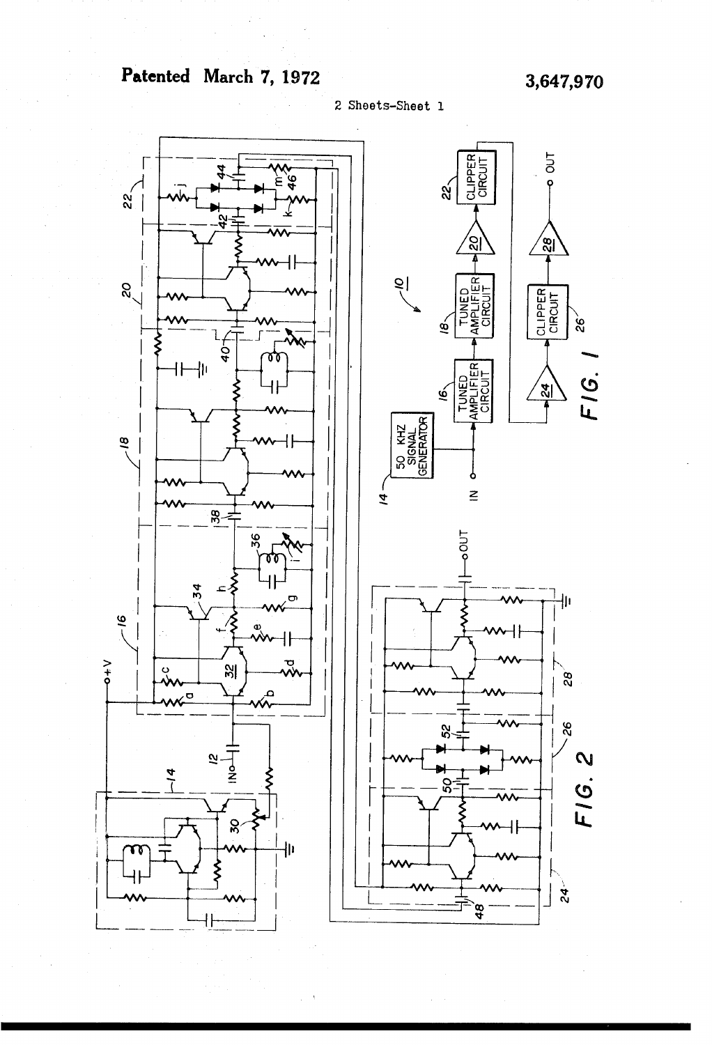Patented March 7, 1972

3,647,970

2 Sheets-Sheet 1

FIG. 1

FIG. 2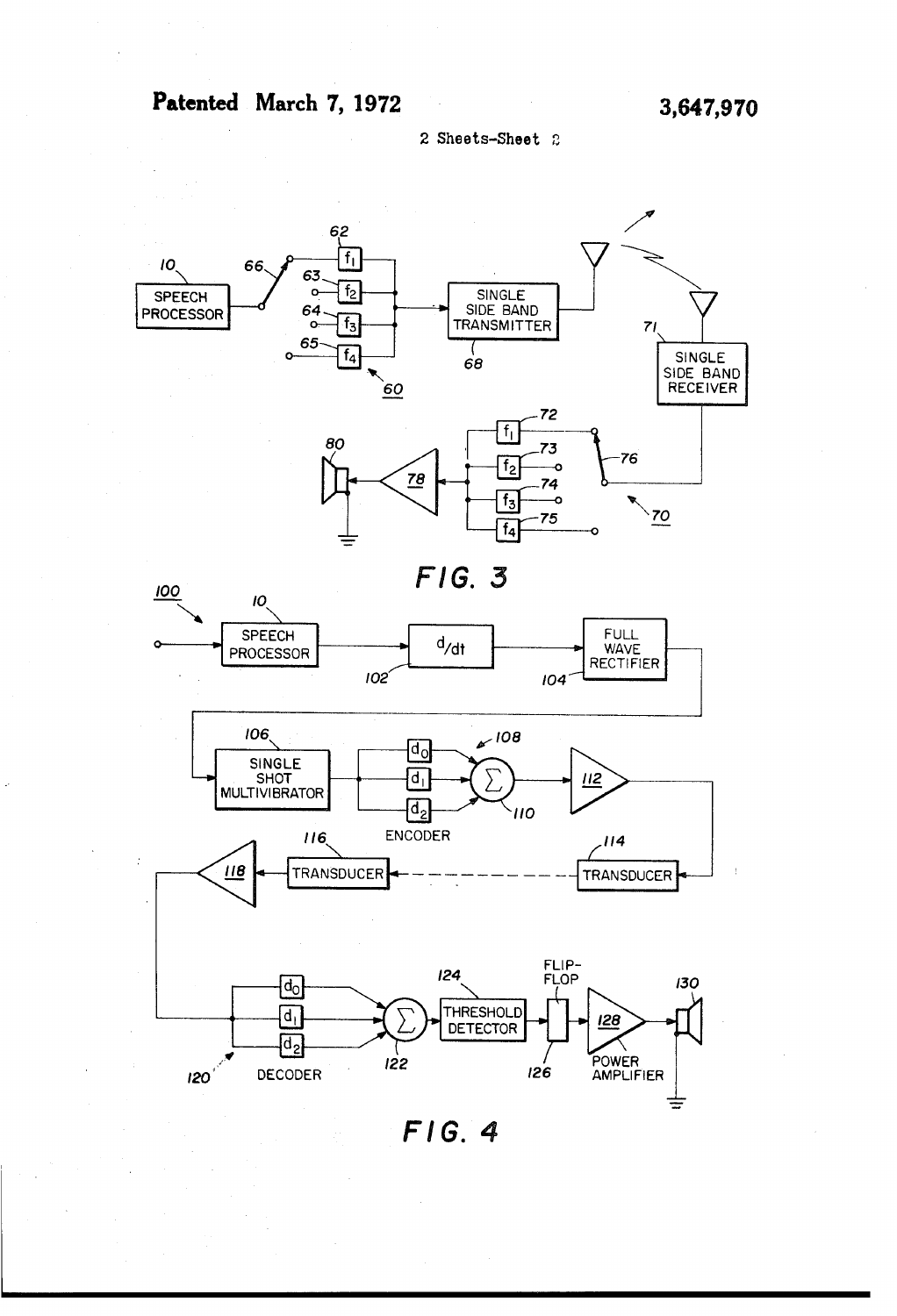Patented March 7, 1972

3,647,970

2 Sheets-Sheet 2

FIG. 3

FIG. 4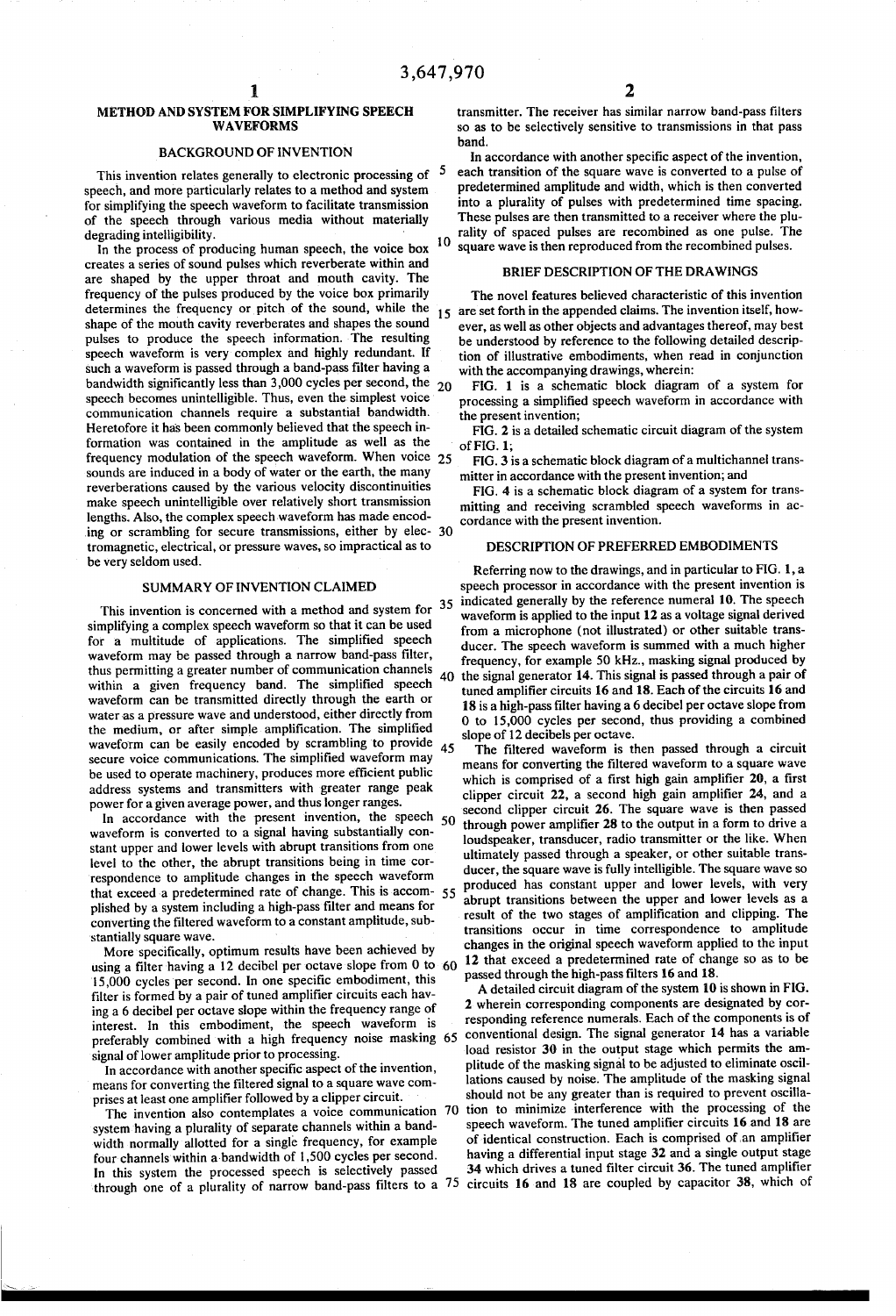# METHOD AND SYSTEM FOR SIMPLIFYING SPEECH WAVEFORMS

## BACKGROUND OF INVENTION

This invention relates generally to electronic processing of speech, and more particularly relates to a method and system for simplifying the speech waveform to facilitate transmission of the speech through various media without materially degrading intelligibility.

In the process of producing human speech, the voice box creates a series of sound pulses which reverberate within and are shaped by the upper throat and mouth cavity. The frequency of the pulses produced by the voice box primarily determines the frequency or pitch of the sound, while the shape of the mouth cavity reverberates and shapes the sound pulses to produce the speech information. The resulting speech waveform is very complex and highly redundant. If such a waveform is passed through a band-pass filter having a bandwidth significantly less than 3,000 cycles per second, the speech becomes unintelligible. Thus, even the simplest voice communication channels require a substantial bandwidth. Heretofore it has been commonly believed that the speech information was contained in the amplitude as well as the frequency modulation of the speech waveform. When voice sounds are induced in a body of water or the earth, the many reverberations caused by the various velocity discontinuities make speech unintelligible over relatively short transmission lengths. Also, the complex speech waveform has made encoding or scrambling for secure transmissions, either by electromagnetic, electrical, or pressure waves, so impractical as to be very seldom used.

## SUMMARY OF INVENTION CLAIMED

This invention is concerned with a method and system for simplifying a complex speech waveform so that it can be used for a multitude of applications. The simplified speech waveform may be passed through a narrow band-pass filter, thus permitting a greater number of communication channels within a given frequency band. The simplified speech waveform can be transmitted directly through the earth or water as a pressure wave and understood, either directly from the medium, or after simple amplification. The simplified waveform can be easily encoded by scrambling to provide secure voice communications. The simplified waveform may be used to operate machinery, produces more efficient public address systems and transmitters with greater range peak power for a given average power, and thus longer ranges.

In accordance with the present invention, the speech waveform is converted to a signal having substantially constant upper and lower levels with abrupt transitions from one level to the other, the abrupt transitions being in time correspondence to amplitude changes in the speech waveform that exceed a predetermined rate of change. This is accomplished by a system including a high-pass filter and means for converting the filtered waveform to a constant amplitude, substantially square wave.

More specifically, optimum results have been achieved by using a filter having a 12 decibel per octave slope from 0 to 15,000 cycles per second. In one specific embodiment, this filter is formed by a pair of tuned amplifier circuits each having a 6 decibel per octave slope within the frequency range of interest. In this embodiment, the speech waveform is preferably combined with a high frequency noise masking signal of lower amplitude prior to processing.

In accordance with another specific aspect of the invention, means for converting the filtered signal to a square wave comprises at least one amplifier followed by a clipper circuit.

The invention also contemplates a voice communication system having a plurality of separate channels within a bandwidth normally allotted for a single frequency, for example four channels within a bandwidth of 1,500 cycles per second. In this system the processed speech is selectively passed through one of a plurality of narrow band-pass filters to a transmitter. The receiver has similar narrow band-pass filters so as to be selectively sensitive to transmissions in that pass band.

In accordance with another specific aspect of the invention, each transition of the square wave is converted to a pulse of predetermined amplitude and width, which is then converted into a plurality of pulses with predetermined time spacing. These pulses are then transmitted to a receiver where the plurality of spaced pulses are recombined as one pulse. The square wave is then reproduced from the recombined pulses.

## BRIEF DESCRIPTION OF THE DRAWINGS

The novel features believed characteristic of this invention are set forth in the appended claims. The invention itself, however, as well as other objects and advantages thereof, may best be understood by reference to the following detailed description of illustrative embodiments, when read in conjunction with the accompanying drawings, wherein:

FIG. 1 is a schematic block diagram of a system for processing a simplified speech waveform in accordance with the present invention;

FIG. 2 is a detailed schematic circuit diagram of the system of FIG. 1;

FIG. 3 is a schematic block diagram of a multichannel transmitter in accordance with the present invention; and

FIG. 4 is a schematic block diagram of a system for transmitting and receiving scrambled speech waveforms in accordance with the present invention.

## DESCRIPTION OF PREFERRED EMBODIMENTS

Referring now to the drawings, and in particular to FIG. 1, a speech processor in accordance with the present invention is indicated generally by the reference numeral **10**. The speech waveform is applied to the input **12** as a voltage signal derived from a microphone (not illustrated) or other suitable transducer. The speech waveform is summed with a much higher frequency, for example 50 kHz., masking signal produced by the signal generator **14**. This signal is passed through a pair of tuned amplifier circuits **16** and **18**. Each of the circuits **16** and **18** is a high-pass filter having a 6 decibel per octave slope from 0 to 15,000 cycles per second, thus providing a combined slope of 12 decibels per octave.

The filtered waveform is then passed through a circuit means for converting the filtered waveform to a square wave which is comprised of a first high gain amplifier **20**, a first clipper circuit **22**, a second high gain amplifier **24**, and a second clipper circuit **26**. The square wave is then passed through power amplifier **28** to the output in a form to drive a loudspeaker, transducer, radio transmitter or the like. When ultimately passed through a speaker, or other suitable transducer, the square wave is fully intelligible. The square wave so produced has constant upper and lower levels, with very abrupt transitions between the upper and lower levels as a result of the two stages of amplification and clipping. The transitions occur in time correspondence to amplitude changes in the original speech waveform applied to the input **12** that exceed a predetermined rate of change so as to be passed through the high-pass filters **16** and **18**.

A detailed circuit diagram of the system **10** is shown in FIG. 2 wherein corresponding components are designated by corresponding reference numerals. Each of the components is of conventional design. The signal generator **14** has a variable load resistor **30** in the output stage which permits the amplitude of the masking signal to be adjusted to eliminate oscillations caused by noise. The amplitude of the masking signal should not be any greater than is required to prevent oscillation to minimize interference with the processing of the speech waveform. The tuned amplifier circuits **16** and **18** are of identical construction. Each is comprised of an amplifier having a differential input stage **32** and a single output stage **34** which drives a tuned filter circuit **36**. The tuned amplifier circuits **16** and **18** are coupled by capacitor **38**, which of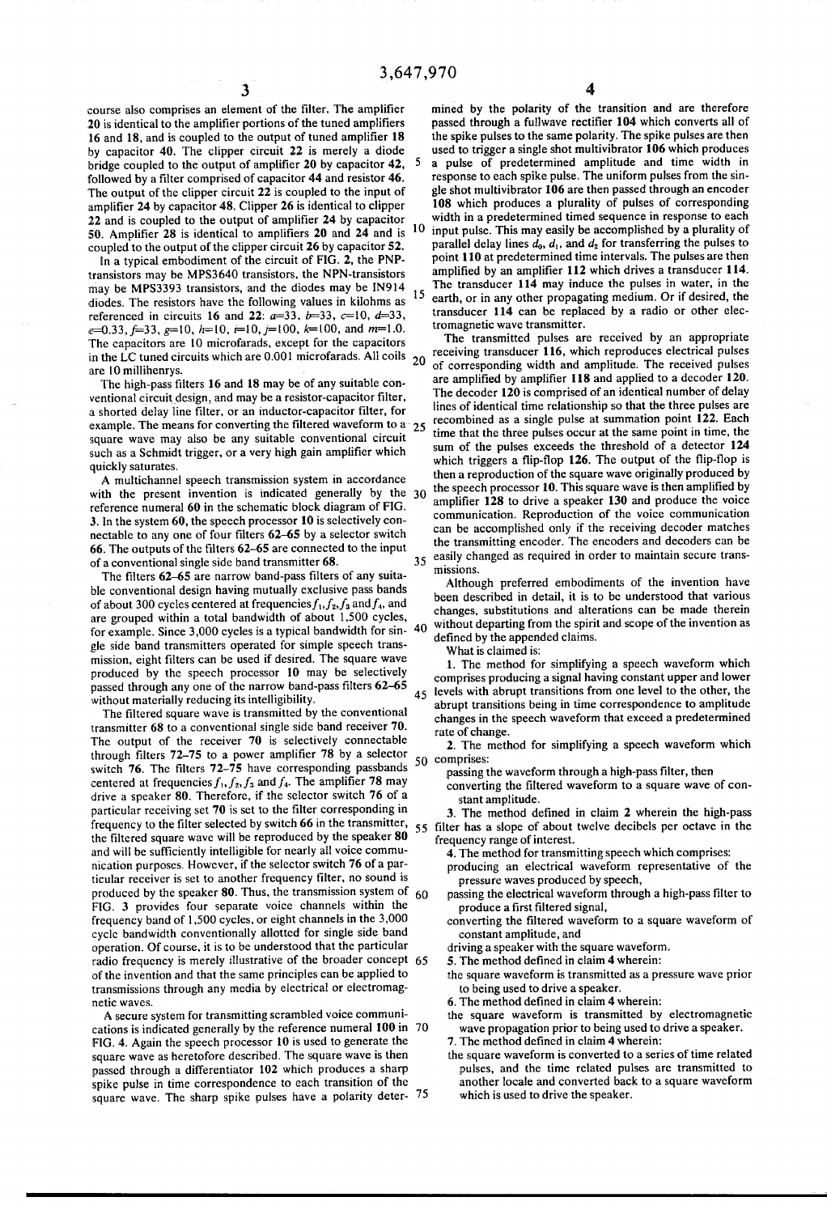course also comprises an element of the filter. The amplifier **20** is identical to the amplifier portions of the tuned amplifiers **16** and **18**, and is coupled to the output of tuned amplifier **18** by capacitor **40**. The clipper circuit **22** is merely a diode bridge coupled to the output of amplifier **20** by capacitor **42**, followed by a filter comprised of capacitor **44** and resistor **46**. The output of the clipper circuit **22** is coupled to the input of amplifier **24** by capacitor **48**. Clipper **26** is identical to clipper **22** and is coupled to the output of amplifier **24** by capacitor **50**. Amplifier **28** is identical to amplifiers **20** and **24** and is coupled to the output of the clipper circuit **26** by capacitor **52**.

In a typical embodiment of the circuit of FIG. 2, the PNP-transistors may be MPS3640 transistors, the NPN-transistors may be MPS3393 transistors, and the diodes may be IN914 diodes. The resistors have the following values in kilohms as referenced in circuits **16** and **22**: $a$=33, $b$=33, $c$=10, $d$=33, $e$=0.33, $f$=33, $g$=10, $h$=10, $i$=10, $j$=100, $k$=100, and $m$=1.0. The capacitors are 10 microfarads, except for the capacitors in the LC tuned circuits which are 0.001 microfarads. All coils are 10 millihenrys.

The high-pass filters **16** and **18** may be of any suitable conventional circuit design, and may be a resistor-capacitor filter, a shorted delay line filter, or an inductor-capacitor filter, for example. The means for converting the filtered waveform to a square wave may also be any suitable conventional circuit such as a Schmidt trigger, or a very high gain amplifier which quickly saturates.

A multichannel speech transmission system in accordance with the present invention is indicated generally by the reference numeral **60** in the schematic block diagram of FIG. 3. In the system **60**, the speech processor **10** is selectively connectable to any one of four filters **62–65** by a selector switch **66**. The outputs of the filters **62–65** are connected to the input of a conventional single side band transmitter **68**.

The filters **62–65** are narrow band-pass filters of any suitable conventional design having mutually exclusive pass bands of about 300 cycles centered at frequencies $f_1, f_2, f_3$ and $f_4$, and are grouped within a total bandwidth of about 1,500 cycles, for example. Since 3,000 cycles is a typical bandwidth for single side band transmitters operated for simple speech transmission, eight filters can be used if desired. The square wave produced by the speech processor **10** may be selectively passed through any one of the narrow band-pass filters **62–65** without materially reducing its intelligibility.

The filtered square wave is transmitted by the conventional transmitter **68** to a conventional single side band receiver **70**. The output of the receiver **70** is selectively connectable through filters **72–75** to a power amplifier **78** by a selector switch **76**. The filters **72–75** have corresponding passbands centered at frequencies $f_1, f_2, f_3$ and $f_4$. The amplifier **78** may drive a speaker **80**. Therefore, if the selector switch **76** of a particular receiving set **70** is set to the filter corresponding in frequency to the filter selected by switch **66** in the transmitter, the filtered square wave will be reproduced by the speaker **80** and will be sufficiently intelligible for nearly all voice communication purposes. However, if the selector switch **76** of a particular receiver is set to another frequency filter, no sound is produced by the speaker **80**. Thus, the transmission system of FIG. 3 provides four separate voice channels within the frequency band of 1,500 cycles, or eight channels in the 3,000 cycle bandwidth conventionally allotted for single side band operation. Of course, it is to be understood that the particular radio frequency is merely illustrative of the broader concept of the invention and that the same principles can be applied to transmissions through any media by electrical or electromagnetic waves.

A secure system for transmitting scrambled voice communications is indicated generally by the reference numeral **100** in FIG. 4. Again the speech processor **10** is used to generate the square wave as heretofore described. The square wave is then passed through a differentiator **102** which produces a sharp spike pulse in time correspondence to each transition of the square wave. The sharp spike pulses have a polarity determined by the polarity of the transition and are therefore passed through a fullwave rectifier **104** which converts all of the spike pulses to the same polarity. The spike pulses are then used to trigger a single shot multivibrator **106** which produces a pulse of predetermined amplitude and time width in response to each spike pulse. The uniform pulses from the single shot multivibrator **106** are then passed through an encoder **108** which produces a plurality of pulses of corresponding width in a predetermined timed sequence in response to each input pulse. This may easily be accomplished by a plurality of parallel delay lines $d_0$, $d_1$, and $d_2$ for transferring the pulses to point **110** at predetermined time intervals. The pulses are then amplified by an amplifier **112** which drives a transducer **114**. The transducer **114** may induce the pulses in water, in the earth, or in any other propagating medium. Or if desired, the transducer **114** can be replaced by a radio or other electromagnetic wave transmitter.

The transmitted pulses are received by an appropriate receiving transducer **116**, which reproduces electrical pulses of corresponding width and amplitude. The received pulses are amplified by amplifier **118** and applied to a decoder **120**. The decoder **120** is comprised of an identical number of delay lines of identical time relationship so that the three pulses are recombined as a single pulse at summation point **122**. Each time that the three pulses occur at the same point in time, the sum of the pulses exceeds the threshold of a detector **124** which triggers a flip-flop **126**. The output of the flip-flop is then a reproduction of the square wave originally produced by the speech processor **10**. This square wave is then amplified by amplifier **128** to drive a speaker **130** and produce the voice communication. Reproduction of the voice communication can be accomplished only if the receiving decoder matches the transmitting encoder. The encoders and decoders can be easily changed as required in order to maintain secure transmissions.

Although preferred embodiments of the invention have been described in detail, it is to be understood that various changes, substitutions and alterations can be made therein without departing from the spirit and scope of the invention as defined by the appended claims.

What is claimed is:

1. The method for simplifying a speech waveform which comprises producing a signal having constant upper and lower levels with abrupt transitions from one level to the other, the abrupt transitions being in time correspondence to amplitude changes in the speech waveform that exceed a predetermined rate of change.

2. The method for simplifying a speech waveform which comprises:
   - passing the waveform through a high-pass filter, then converting the filtered waveform to a square wave of constant amplitude.

3. The method defined in claim 2 wherein the high-pass filter has a slope of about twelve decibels per octave in the frequency range of interest.

4. The method for transmitting speech which comprises:
   - producing an electrical waveform representative of the pressure waves produced by speech,
   - passing the electrical waveform through a high-pass filter to produce a first filtered signal,
   - converting the filtered waveform to a square waveform of constant amplitude, and
   - driving a speaker with the square waveform.

5. The method defined in claim 4 wherein:
   - the square waveform is transmitted as a pressure wave prior to being used to drive a speaker.

6. The method defined in claim 4 wherein:
   - the square waveform is transmitted by electromagnetic wave propagation prior to being used to drive a speaker.

7. The method defined in claim 4 wherein:
   - the square waveform is converted to a series of time related pulses, and the time related pulses are transmitted to another locale and converted back to a square waveform which is used to drive the speaker.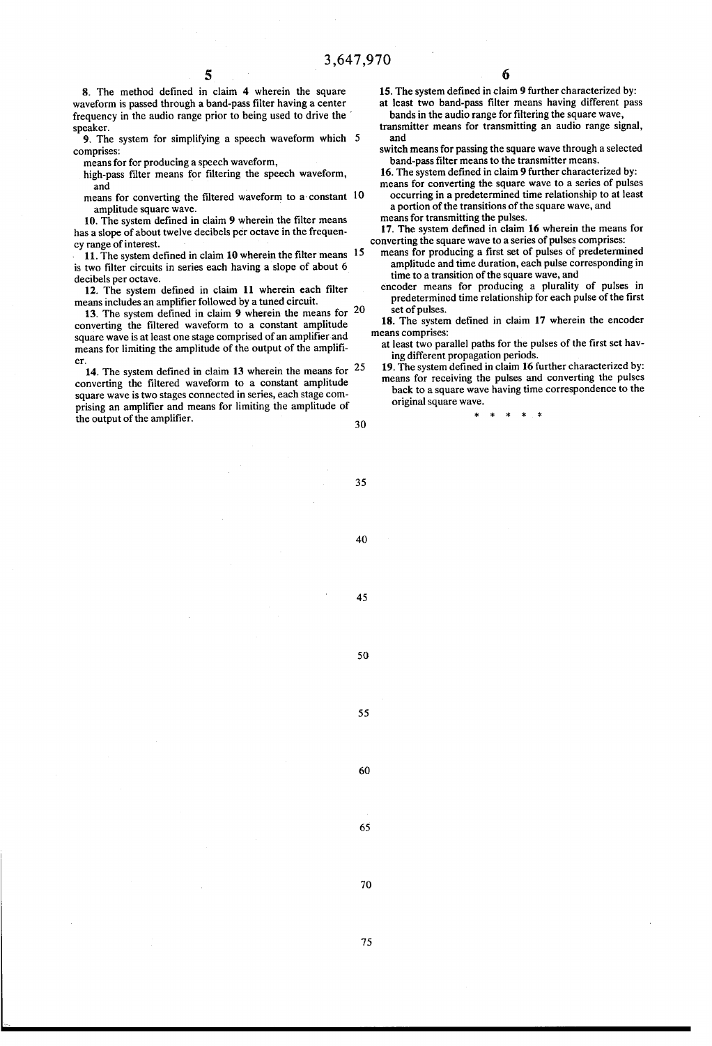8. The method defined in claim 4 wherein the square waveform is passed through a band-pass filter having a center frequency in the audio range prior to being used to drive the speaker.

9. The system for simplifying a speech waveform which comprises:

means for for producing a speech waveform,

high-pass filter means for filtering the speech waveform, and

means for converting the filtered waveform to a constant amplitude square wave.

10. The system defined in claim 9 wherein the filter means has a slope of about twelve decibels per octave in the frequency range of interest.

11. The system defined in claim 10 wherein the filter means is two filter circuits in series each having a slope of about 6 decibels per octave.

12. The system defined in claim 11 wherein each filter means includes an amplifier followed by a tuned circuit.

13. The system defined in claim 9 wherein the means for converting the filtered waveform to a constant amplitude square wave is at least one stage comprised of an amplifier and means for limiting the amplitude of the output of the amplifier.

14. The system defined in claim 13 wherein the means for converting the filtered waveform to a constant amplitude square wave is two stages connected in series, each stage comprising an amplifier and means for limiting the amplitude of the output of the amplifier.

15. The system defined in claim 9 further characterized by:

at least two band-pass filter means having different pass bands in the audio range for filtering the square wave,

transmitter means for transmitting an audio range signal, and

switch means for passing the square wave through a selected band-pass filter means to the transmitter means.

16. The system defined in claim 9 further characterized by:

means for converting the square wave to a series of pulses occurring in a predetermined time relationship to at least a portion of the transitions of the square wave, and

means for transmitting the pulses.

17. The system defined in claim 16 wherein the means for converting the square wave to a series of pulses comprises:

means for producing a first set of pulses of predetermined amplitude and time duration, each pulse corresponding in time to a transition of the square wave, and

encoder means for producing a plurality of pulses in predetermined time relationship for each pulse of the first set of pulses.

18. The system defined in claim 17 wherein the encoder means comprises:

at least two parallel paths for the pulses of the first set having different propagation periods.

19. The system defined in claim 16 further characterized by:

means for receiving the pulses and converting the pulses back to a square wave having time correspondence to the original square wave.

* * * * *